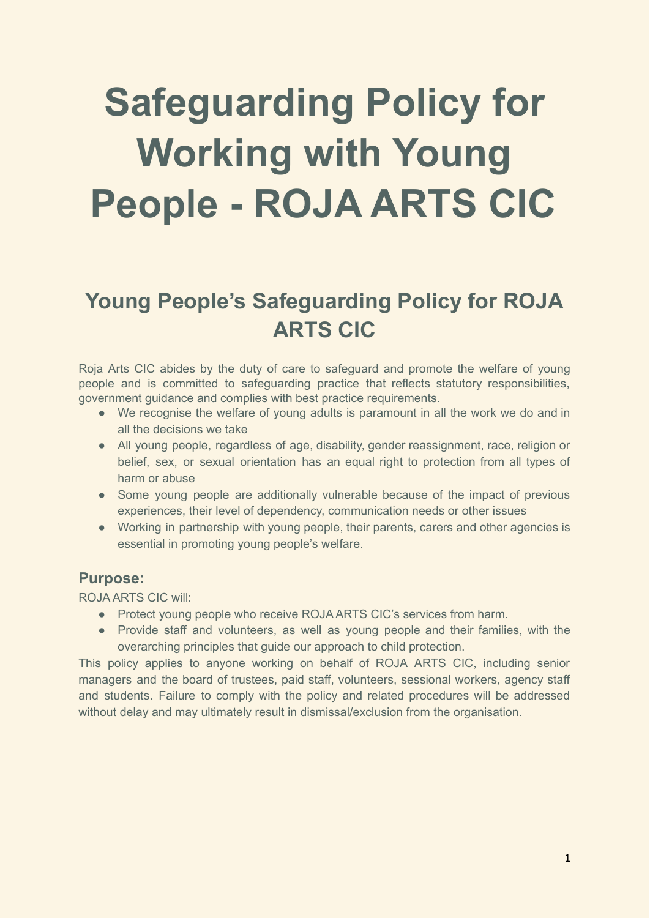# Safeguarding Policy for Working with Young People - ROJA ARTS CIC

## Young People's Safeguarding Policy for ROJA ARTS CIC

Roja Arts CIC abides by the duty of care to safeguard and promote the welfare of young people and is committed to safeguarding practice that reflects statutory responsibilities, government guidance and complies with best practice requirements.

- We recognise the welfare of young adults is paramount in all the work we do and in all the decisions we take
- All young people, regardless of age, disability, gender reassignment, race, religion or belief, sex, or sexual orientation has an equal right to protection from all types of harm or abuse
- Some young people are additionally vulnerable because of the impact of previous experiences, their level of dependency, communication needs or other issues
- Working in partnership with young people, their parents, carers and other agencies is essential in promoting young people's welfare.

### Purpose:

ROJA ARTS CIC will:

- Protect young people who receive ROJA ARTS CIC's services from harm.
- Provide staff and volunteers, as well as young people and their families, with the overarching principles that guide our approach to child protection.

This policy applies to anyone working on behalf of ROJA ARTS CIC, including senior managers and the board of trustees, paid staff, volunteers, sessional workers, agency staff and students. Failure to comply with the policy and related procedures will be addressed without delay and may ultimately result in dismissal/exclusion from the organisation.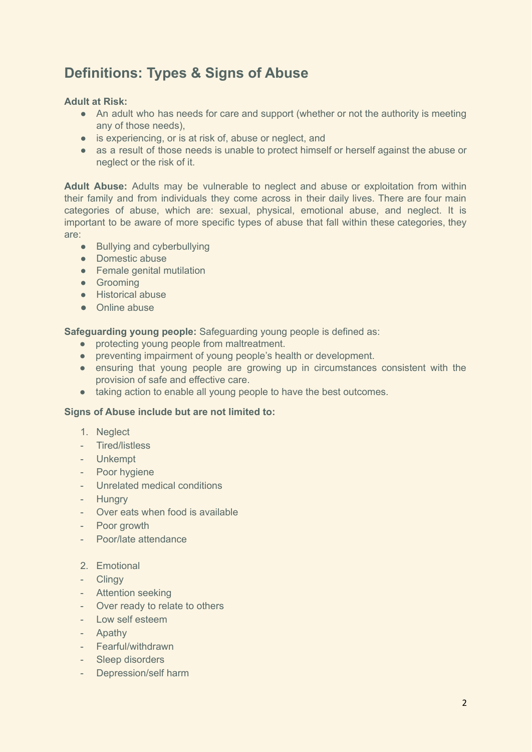## Definitions: Types & Signs of Abuse

**Adult at Risk:**

- An adult who has needs for care and support (whether or not the authority is meeting any of those needs),
- is experiencing, or is at risk of, abuse or neglect, and
- as a result of those needs is unable to protect himself or herself against the abuse or neglect or the risk of it.

**Adult Abuse:** Adults may be vulnerable to neglect and abuse or exploitation from within their family and from individuals they come across in their daily lives. There are four main categories of abuse, which are: sexual, physical, emotional abuse, and neglect. It is important to be aware of more specific types of abuse that fall within these categories, they are:

- Bullying and cyberbullying
- Domestic abuse
- Female genital mutilation
- Grooming
- Historical abuse
- Online abuse

**Safeguarding young people:** Safeguarding young people is defined as:

- protecting young people from maltreatment.
- preventing impairment of young people's health or development.
- ensuring that young people are growing up in circumstances consistent with the provision of safe and effective care.
- taking action to enable all young people to have the best outcomes.

**Signs of Abuse include but are not limited to:**

1. Neglect

- Tired/listless
- Unkempt
- Poor hygiene
- Unrelated medical conditions
- Hungry
- Over eats when food is available
- Poor growth
- Poor/late attendance

2. Emotional

- Clingy
- Attention seeking
- Over ready to relate to others
- Low self esteem
- Apathy
- Fearful/withdrawn
- Sleep disorders
- Depression/self harm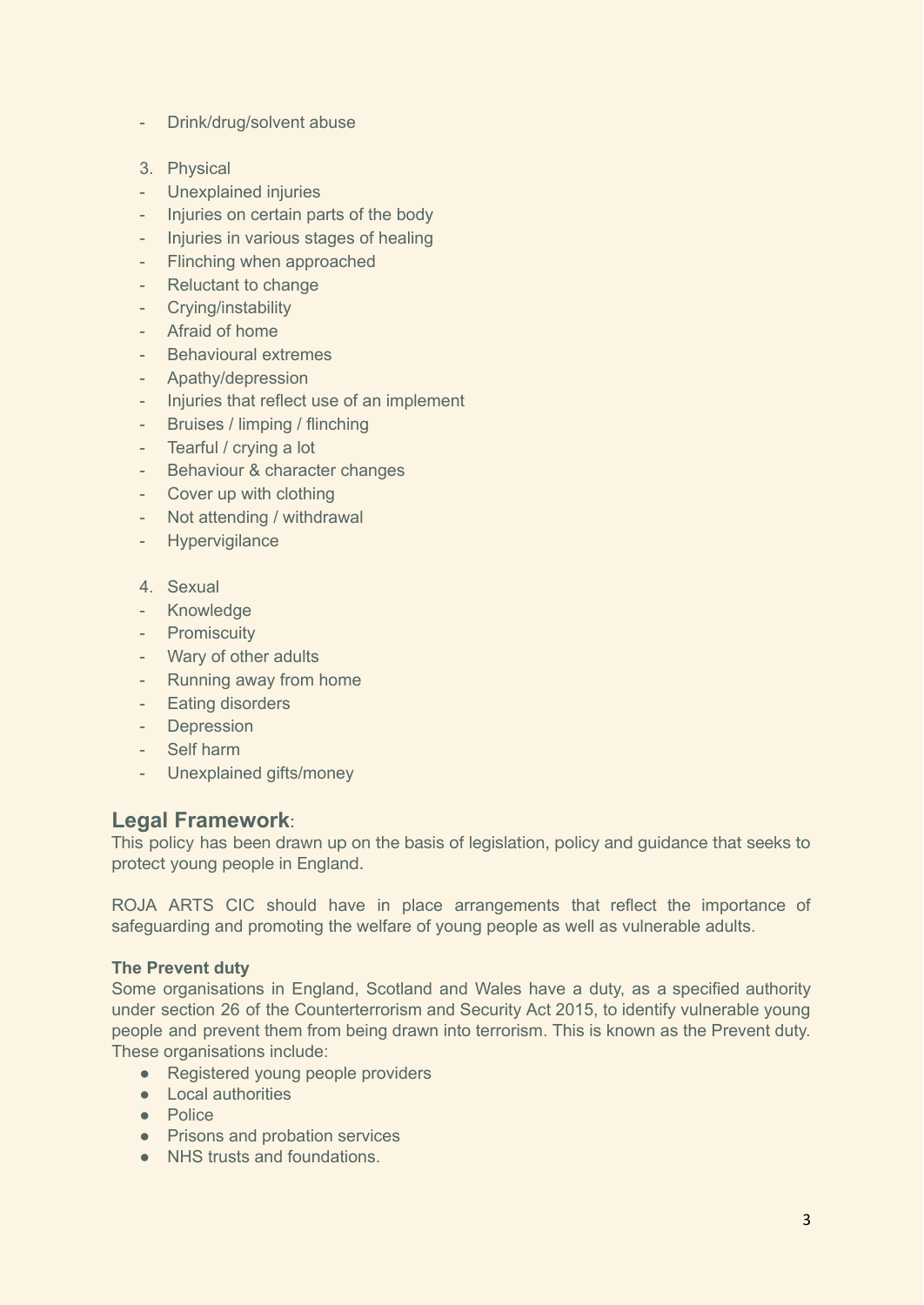- Drink/drug/solvent abuse

3. Physical

- Unexplained injuries
- Injuries on certain parts of the body
- Injuries in various stages of healing
- Flinching when approached
- Reluctant to change
- Crying/instability
- Afraid of home
- Behavioural extremes
- Apathy/depression
- Injuries that reflect use of an implement
- Bruises / limping / flinching
- Tearful / crying a lot
- Behaviour & character changes
- Cover up with clothing
- Not attending / withdrawal
- Hypervigilance

4. Sexual

- Knowledge
- Promiscuity
- Wary of other adults
- Running away from home
- Eating disorders
- Depression
- Self harm
- Unexplained gifts/money

## Legal Framework:

This policy has been drawn up on the basis of legislation, policy and guidance that seeks to protect young people in England.

ROJA ARTS CIC should have in place arrangements that reflect the importance of safeguarding and promoting the welfare of young people as well as vulnerable adults.

**The Prevent duty**

Some organisations in England, Scotland and Wales have a duty, as a specified authority under section 26 of the Counterterrorism and Security Act 2015, to identify vulnerable young people and prevent them from being drawn into terrorism. This is known as the Prevent duty. These organisations include:

- Registered young people providers
- Local authorities
- Police
- Prisons and probation services
- NHS trusts and foundations.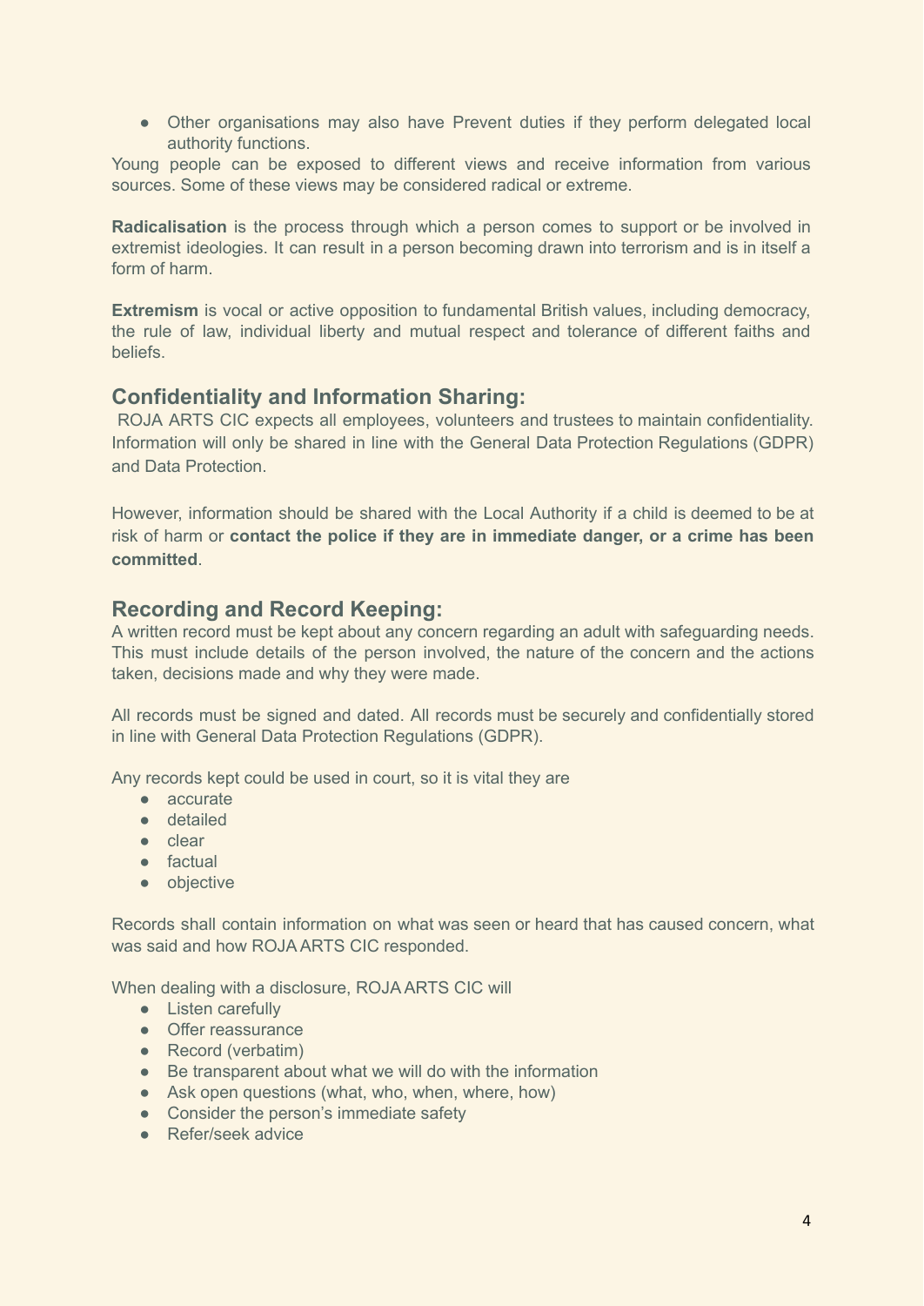- Other organisations may also have Prevent duties if they perform delegated local authority functions.

Young people can be exposed to different views and receive information from various sources. Some of these views may be considered radical or extreme.

**Radicalisation** is the process through which a person comes to support or be involved in extremist ideologies. It can result in a person becoming drawn into terrorism and is in itself a form of harm.

**Extremism** is vocal or active opposition to fundamental British values, including democracy, the rule of law, individual liberty and mutual respect and tolerance of different faiths and beliefs.

## Confidentiality and Information Sharing:

ROJA ARTS CIC expects all employees, volunteers and trustees to maintain confidentiality. Information will only be shared in line with the General Data Protection Regulations (GDPR) and Data Protection.

However, information should be shared with the Local Authority if a child is deemed to be at risk of harm or **contact the police if they are in immediate danger, or a crime has been committed**.

## Recording and Record Keeping:

A written record must be kept about any concern regarding an adult with safeguarding needs. This must include details of the person involved, the nature of the concern and the actions taken, decisions made and why they were made.

All records must be signed and dated. All records must be securely and confidentially stored in line with General Data Protection Regulations (GDPR).

Any records kept could be used in court, so it is vital they are

- accurate
- detailed
- clear
- factual
- objective

Records shall contain information on what was seen or heard that has caused concern, what was said and how ROJA ARTS CIC responded.

When dealing with a disclosure, ROJA ARTS CIC will

- Listen carefully
- Offer reassurance
- Record (verbatim)
- Be transparent about what we will do with the information
- Ask open questions (what, who, when, where, how)
- Consider the person's immediate safety
- Refer/seek advice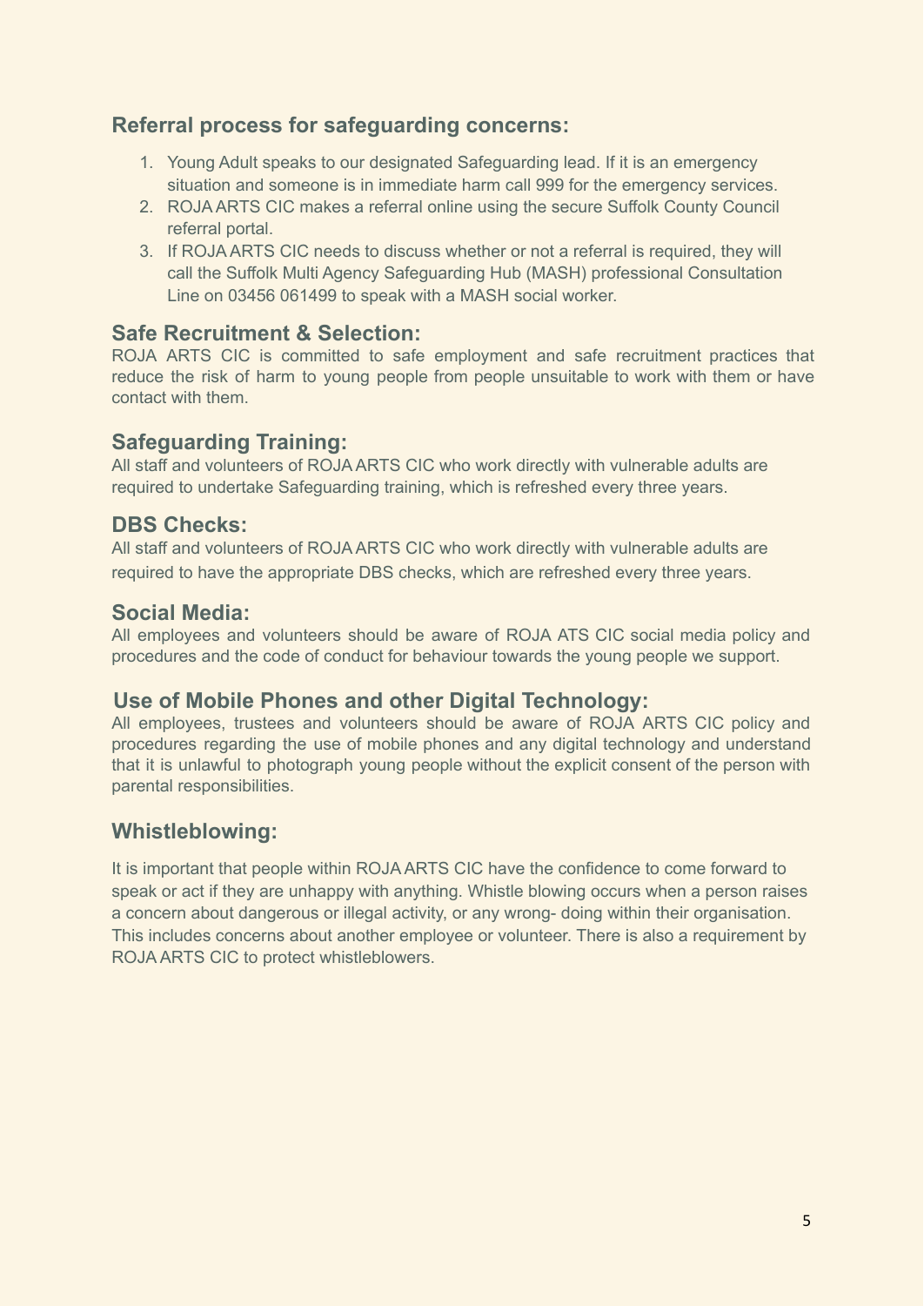## Referral process for safeguarding concerns:

1. Young Adult speaks to our designated Safeguarding lead. If it is an emergency situation and someone is in immediate harm call 999 for the emergency services.
2. ROJA ARTS CIC makes a referral online using the secure Suffolk County Council referral portal.
3. If ROJA ARTS CIC needs to discuss whether or not a referral is required, they will call the Suffolk Multi Agency Safeguarding Hub (MASH) professional Consultation Line on 03456 061499 to speak with a MASH social worker.

## Safe Recruitment & Selection:

ROJA ARTS CIC is committed to safe employment and safe recruitment practices that reduce the risk of harm to young people from people unsuitable to work with them or have contact with them.

## Safeguarding Training:

All staff and volunteers of ROJA ARTS CIC who work directly with vulnerable adults are required to undertake Safeguarding training, which is refreshed every three years.

## DBS Checks:

All staff and volunteers of ROJA ARTS CIC who work directly with vulnerable adults are required to have the appropriate DBS checks, which are refreshed every three years.

## Social Media:

All employees and volunteers should be aware of ROJA ATS CIC social media policy and procedures and the code of conduct for behaviour towards the young people we support.

## Use of Mobile Phones and other Digital Technology:

All employees, trustees and volunteers should be aware of ROJA ARTS CIC policy and procedures regarding the use of mobile phones and any digital technology and understand that it is unlawful to photograph young people without the explicit consent of the person with parental responsibilities.

## Whistleblowing:

It is important that people within ROJA ARTS CIC have the confidence to come forward to speak or act if they are unhappy with anything. Whistle blowing occurs when a person raises a concern about dangerous or illegal activity, or any wrong- doing within their organisation. This includes concerns about another employee or volunteer. There is also a requirement by ROJA ARTS CIC to protect whistleblowers.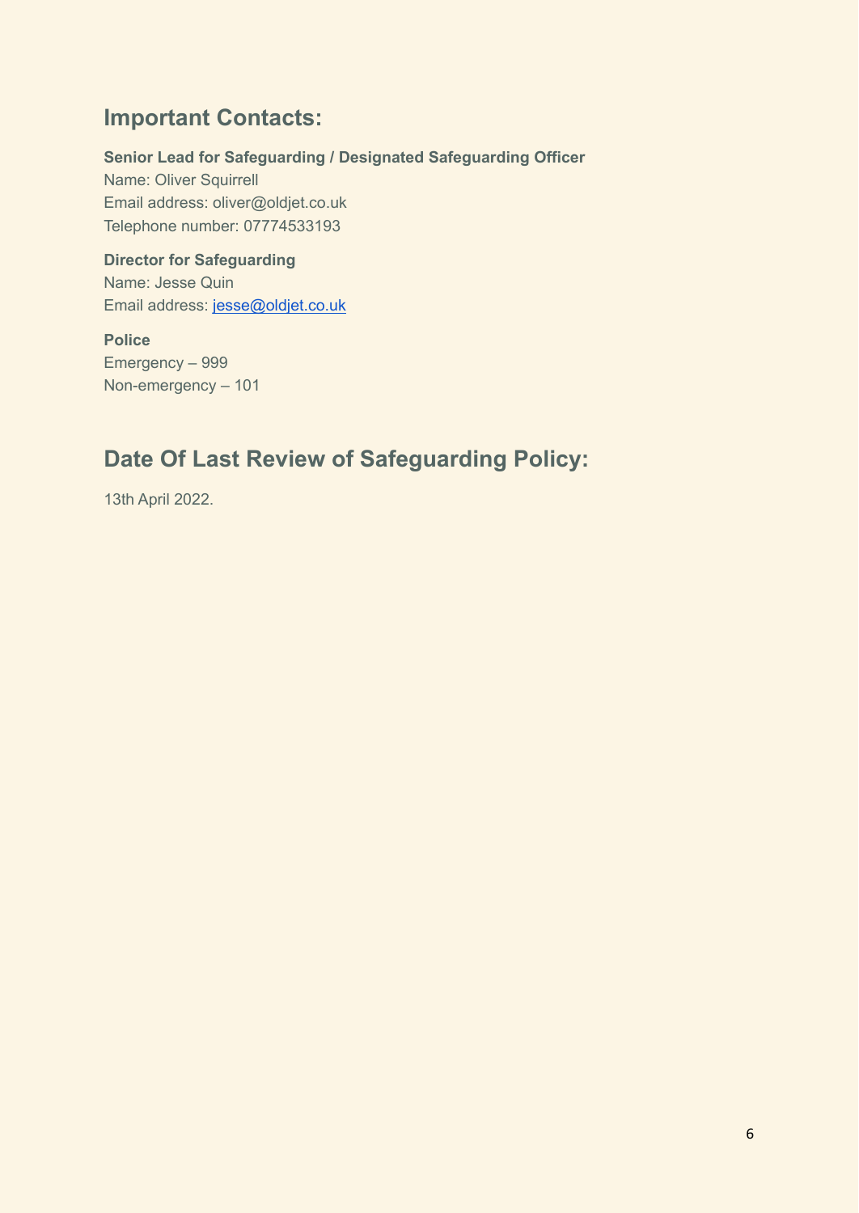## Important Contacts:

**Senior Lead for Safeguarding / Designated Safeguarding Officer**
Name: Oliver Squirrell
Email address: oliver@oldjet.co.uk
Telephone number: 07774533193

**Director for Safeguarding**
Name: Jesse Quin
Email address: jesse@oldjet.co.uk

**Police**
Emergency – 999
Non-emergency – 101

## Date Of Last Review of Safeguarding Policy:

13th April 2022.